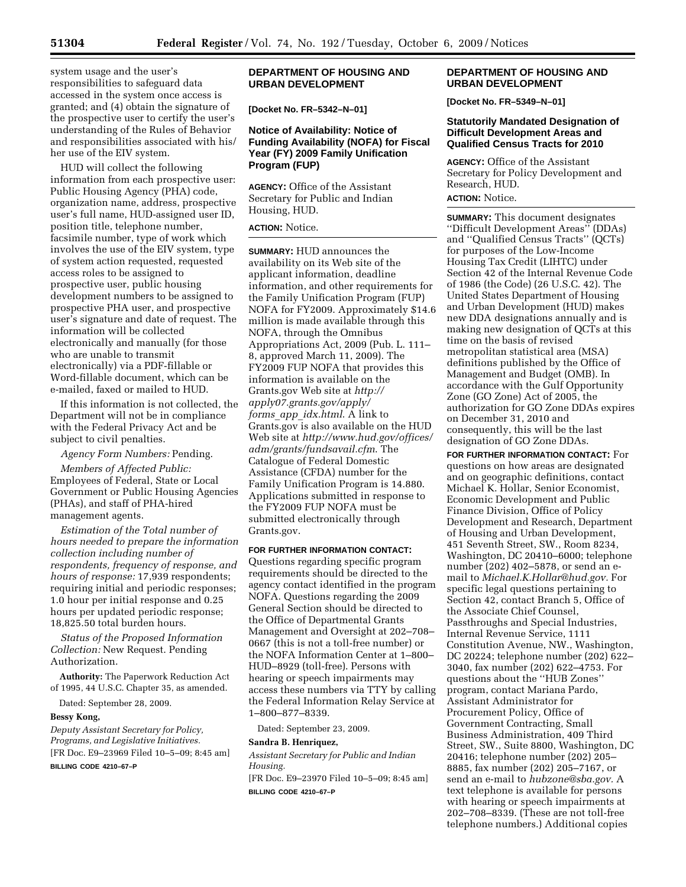system usage and the user's responsibilities to safeguard data accessed in the system once access is granted; and (4) obtain the signature of the prospective user to certify the user's understanding of the Rules of Behavior and responsibilities associated with his/her use of the EIV system.

HUD will collect the following information from each prospective user: Public Housing Agency (PHA) code, organization name, address, prospective user's full name, HUD-assigned user ID, position title, telephone number, facsimile number, type of work which involves the use of the EIV system, type of system action requested, requested access roles to be assigned to prospective user, public housing development numbers to be assigned to prospective PHA user, and prospective user's signature and date of request. The information will be collected electronically and manually (for those who are unable to transmit electronically) via a PDF-fillable or Word-fillable document, which can be e-mailed, faxed or mailed to HUD.

If this information is not collected, the Department will not be in compliance with the Federal Privacy Act and be subject to civil penalties.

*Agency Form Numbers:* Pending.

*Members of Affected Public:* Employees of Federal, State or Local Government or Public Housing Agencies (PHAs), and staff of PHA-hired management agents.

*Estimation of the Total number of hours needed to prepare the information collection including number of respondents, frequency of response, and hours of response:* 17,939 respondents; requiring initial and periodic responses; 1.0 hour per initial response and 0.25 hours per updated periodic response; 18,825.50 total burden hours.

*Status of the Proposed Information Collection:* New Request. Pending Authorization.

**Authority:** The Paperwork Reduction Act of 1995, 44 U.S.C. Chapter 35, as amended.

Dated: September 28, 2009.

**Bessy Kong,**

*Deputy Assistant Secretary for Policy, Programs, and Legislative Initiatives.*

[FR Doc. E9–23969 Filed 10–5–09; 8:45 am]

**BILLING CODE 4210–67–P**

## DEPARTMENT OF HOUSING AND URBAN DEVELOPMENT

**[Docket No. FR–5342–N–01]**

### Notice of Availability: Notice of Funding Availability (NOFA) for Fiscal Year (FY) 2009 Family Unification Program (FUP)

**AGENCY:** Office of the Assistant Secretary for Public and Indian Housing, HUD.

**ACTION:** Notice.

**SUMMARY:** HUD announces the availability on its Web site of the applicant information, deadline information, and other requirements for the Family Unification Program (FUP) NOFA for FY2009. Approximately $14.6 million is made available through this NOFA, through the Omnibus Appropriations Act, 2009 (Pub. L. 111–8, approved March 11, 2009). The FY2009 FUP NOFA that provides this information is available on the Grants.gov Web site at *http://apply07.grants.gov/apply/forms_app_idx.html*. A link to Grants.gov is also available on the HUD Web site at *http://www.hud.gov/offices/adm/grants/fundsavail.cfm*. The Catalogue of Federal Domestic Assistance (CFDA) number for the Family Unification Program is 14.880. Applications submitted in response to the FY2009 FUP NOFA must be submitted electronically through Grants.gov.

**FOR FURTHER INFORMATION CONTACT:** Questions regarding specific program requirements should be directed to the agency contact identified in the program NOFA. Questions regarding the 2009 General Section should be directed to the Office of Departmental Grants Management and Oversight at 202–708–0667 (this is not a toll-free number) or the NOFA Information Center at 1–800–HUD–8929 (toll-free). Persons with hearing or speech impairments may access these numbers via TTY by calling the Federal Information Relay Service at 1–800–877–8339.

Dated: September 23, 2009.

**Sandra B. Henriquez,**

*Assistant Secretary for Public and Indian Housing.*

[FR Doc. E9–23970 Filed 10–5–09; 8:45 am]

**BILLING CODE 4210–67–P**

## DEPARTMENT OF HOUSING AND URBAN DEVELOPMENT

**[Docket No. FR–5349–N–01]**

### Statutorily Mandated Designation of Difficult Development Areas and Qualified Census Tracts for 2010

**AGENCY:** Office of the Assistant Secretary for Policy Development and Research, HUD.

**ACTION:** Notice.

**SUMMARY:** This document designates ''Difficult Development Areas'' (DDAs) and ''Qualified Census Tracts'' (QCTs) for purposes of the Low-Income Housing Tax Credit (LIHTC) under Section 42 of the Internal Revenue Code of 1986 (the Code) (26 U.S.C. 42). The United States Department of Housing and Urban Development (HUD) makes new DDA designations annually and is making new designation of QCTs at this time on the basis of revised metropolitan statistical area (MSA) definitions published by the Office of Management and Budget (OMB). In accordance with the Gulf Opportunity Zone (GO Zone) Act of 2005, the authorization for GO Zone DDAs expires on December 31, 2010 and consequently, this will be the last designation of GO Zone DDAs.

**FOR FURTHER INFORMATION CONTACT:** For questions on how areas are designated and on geographic definitions, contact Michael K. Hollar, Senior Economist, Economic Development and Public Finance Division, Office of Policy Development and Research, Department of Housing and Urban Development, 451 Seventh Street, SW., Room 8234, Washington, DC 20410–6000; telephone number (202) 402–5878, or send an e-mail to *Michael.K.Hollar@hud.gov.* For specific legal questions pertaining to Section 42, contact Branch 5, Office of the Associate Chief Counsel, Passthroughs and Special Industries, Internal Revenue Service, 1111 Constitution Avenue, NW., Washington, DC 20224; telephone number (202) 622–3040, fax number (202) 622–4753. For questions about the ''HUB Zones'' program, contact Mariana Pardo, Assistant Administrator for Procurement Policy, Office of Government Contracting, Small Business Administration, 409 Third Street, SW., Suite 8800, Washington, DC 20416; telephone number (202) 205–8885, fax number (202) 205–7167, or send an e-mail to *hubzone@sba.gov.* A text telephone is available for persons with hearing or speech impairments at 202–708–8339. (These are not toll-free telephone numbers.) Additional copies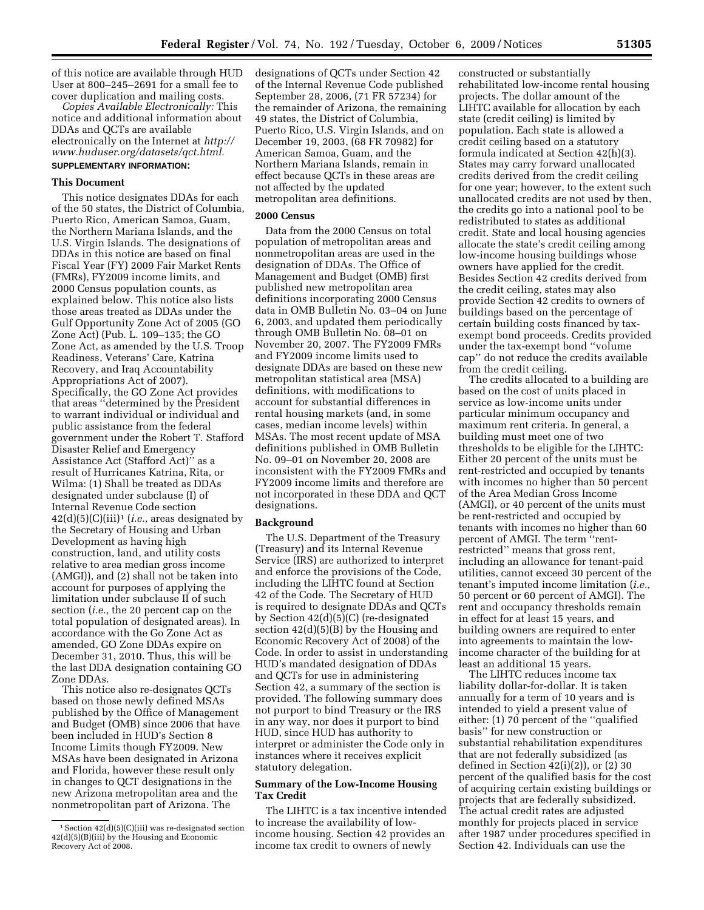of this notice are available through HUD User at 800–245–2691 for a small fee to cover duplication and mailing costs.

*Copies Available Electronically:* This notice and additional information about DDAs and QCTs are available electronically on the Internet at *http://www.huduser.org/datasets/qct.html.*

**SUPPLEMENTARY INFORMATION:**

### This Document

This notice designates DDAs for each of the 50 states, the District of Columbia, Puerto Rico, American Samoa, Guam, the Northern Mariana Islands, and the U.S. Virgin Islands. The designations of DDAs in this notice are based on final Fiscal Year (FY) 2009 Fair Market Rents (FMRs), FY2009 income limits, and 2000 Census population counts, as explained below. This notice also lists those areas treated as DDAs under the Gulf Opportunity Zone Act of 2005 (GO Zone Act) (Pub. L. 109–135; the GO Zone Act, as amended by the U.S. Troop Readiness, Veterans' Care, Katrina Recovery, and Iraq Accountability Appropriations Act of 2007). Specifically, the GO Zone Act provides that areas "determined by the President to warrant individual or individual and public assistance from the federal government under the Robert T. Stafford Disaster Relief and Emergency Assistance Act (Stafford Act)" as a result of Hurricanes Katrina, Rita, or Wilma: (1) Shall be treated as DDAs designated under subclause (I) of Internal Revenue Code section 42(d)(5)(C)(iii)[1] (*i.e.,* areas designated by the Secretary of Housing and Urban Development as having high construction, land, and utility costs relative to area median gross income (AMGI)), and (2) shall not be taken into account for purposes of applying the limitation under subclause II of such section (*i.e.,* the 20 percent cap on the total population of designated areas). In accordance with the Go Zone Act as amended, GO Zone DDAs expire on December 31, 2010. Thus, this will be the last DDA designation containing GO Zone DDAs.

This notice also re-designates QCTs based on those newly defined MSAs published by the Office of Management and Budget (OMB) since 2006 that have been included in HUD's Section 8 Income Limits though FY2009. New MSAs have been designated in Arizona and Florida, however these result only in changes to QCT designations in the new Arizona metropolitan area and the nonmetropolitan part of Arizona. The designations of QCTs under Section 42 of the Internal Revenue Code published September 28, 2006, (71 FR 57234) for the remainder of Arizona, the remaining 49 states, the District of Columbia, Puerto Rico, U.S. Virgin Islands, and on December 19, 2003, (68 FR 70982) for American Samoa, Guam, and the Northern Mariana Islands, remain in effect because QCTs in these areas are not affected by the updated metropolitan area definitions.

### 2000 Census

Data from the 2000 Census on total population of metropolitan areas and nonmetropolitan areas are used in the designation of DDAs. The Office of Management and Budget (OMB) first published new metropolitan area definitions incorporating 2000 Census data in OMB Bulletin No. 03–04 on June 6, 2003, and updated them periodically through OMB Bulletin No. 08–01 on November 20, 2007. The FY2009 FMRs and FY2009 income limits used to designate DDAs are based on these new metropolitan statistical area (MSA) definitions, with modifications to account for substantial differences in rental housing markets (and, in some cases, median income levels) within MSAs. The most recent update of MSA definitions published in OMB Bulletin No. 09–01 on November 20, 2008 are inconsistent with the FY2009 FMRs and FY2009 income limits and therefore are not incorporated in these DDA and QCT designations.

### Background

The U.S. Department of the Treasury (Treasury) and its Internal Revenue Service (IRS) are authorized to interpret and enforce the provisions of the Code, including the LIHTC found at Section 42 of the Code. The Secretary of HUD is required to designate DDAs and QCTs by Section 42(d)(5)(C) (re-designated section 42(d)(5)(B) by the Housing and Economic Recovery Act of 2008) of the Code. In order to assist in understanding HUD's mandated designation of DDAs and QCTs for use in administering Section 42, a summary of the section is provided. The following summary does not purport to bind Treasury or the IRS in any way, nor does it purport to bind HUD, since HUD has authority to interpret or administer the Code only in instances where it receives explicit statutory delegation.

### Summary of the Low-Income Housing Tax Credit

The LIHTC is a tax incentive intended to increase the availability of low-income housing. Section 42 provides an income tax credit to owners of newly constructed or substantially rehabilitated low-income rental housing projects. The dollar amount of the LIHTC available for allocation by each state (credit ceiling) is limited by population. Each state is allowed a credit ceiling based on a statutory formula indicated at Section 42(h)(3). States may carry forward unallocated credits derived from the credit ceiling for one year; however, to the extent such unallocated credits are not used by then, the credits go into a national pool to be redistributed to states as additional credit. State and local housing agencies allocate the state's credit ceiling among low-income housing buildings whose owners have applied for the credit. Besides Section 42 credits derived from the credit ceiling, states may also provide Section 42 credits to owners of buildings based on the percentage of certain building costs financed by tax-exempt bond proceeds. Credits provided under the tax-exempt bond "volume cap" do not reduce the credits available from the credit ceiling.

The credits allocated to a building are based on the cost of units placed in service as low-income units under particular minimum occupancy and maximum rent criteria. In general, a building must meet one of two thresholds to be eligible for the LIHTC: Either 20 percent of the units must be rent-restricted and occupied by tenants with incomes no higher than 50 percent of the Area Median Gross Income (AMGI), or 40 percent of the units must be rent-restricted and occupied by tenants with incomes no higher than 60 percent of AMGI. The term "rent-restricted" means that gross rent, including an allowance for tenant-paid utilities, cannot exceed 30 percent of the tenant's imputed income limitation (*i.e.,* 50 percent or 60 percent of AMGI). The rent and occupancy thresholds remain in effect for at least 15 years, and building owners are required to enter into agreements to maintain the low-income character of the building for at least an additional 15 years.

The LIHTC reduces income tax liability dollar-for-dollar. It is taken annually for a term of 10 years and is intended to yield a present value of either: (1) 70 percent of the "qualified basis" for new construction or substantial rehabilitation expenditures that are not federally subsidized (as defined in Section 42(i)(2)), or (2) 30 percent of the qualified basis for the cost of acquiring certain existing buildings or projects that are federally subsidized. The actual credit rates are adjusted monthly for projects placed in service after 1987 under procedures specified in Section 42. Individuals can use the

[1] Section 42(d)(5)(C)(iii) was re-designated section 42(d)(5)(B)(iii) by the Housing and Economic Recovery Act of 2008.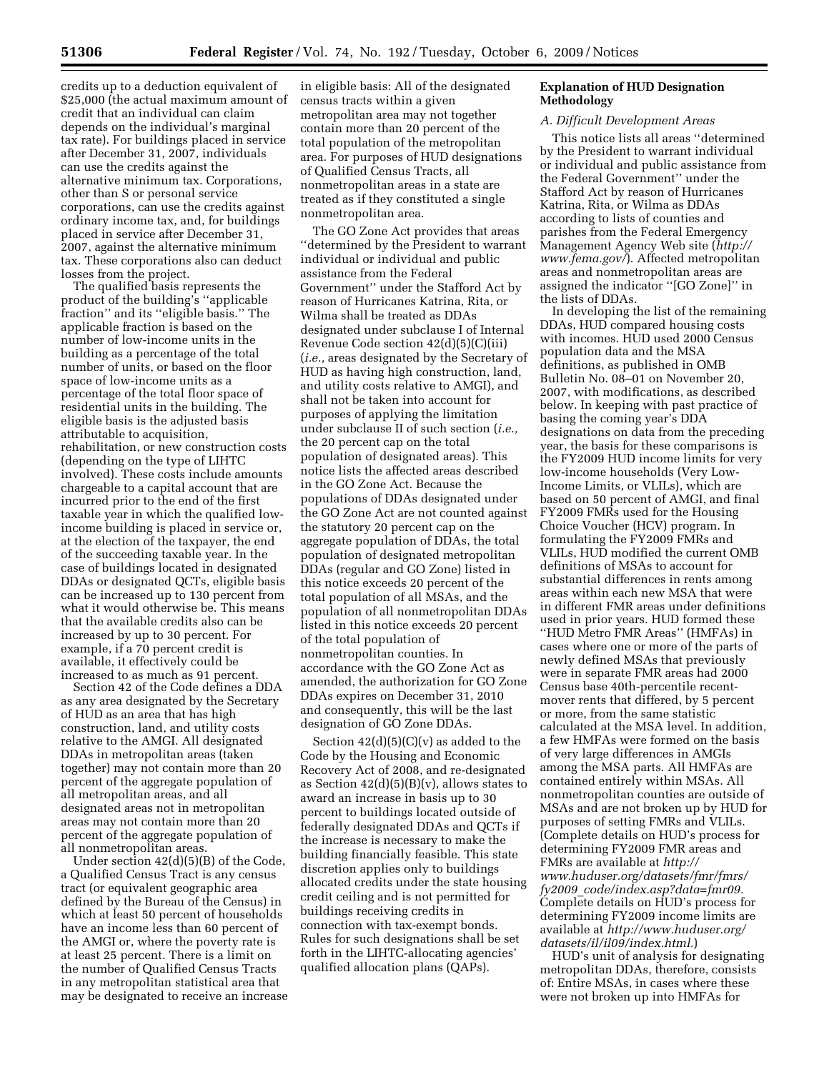credits up to a deduction equivalent of $25,000 (the actual maximum amount of credit that an individual can claim depends on the individual's marginal tax rate). For buildings placed in service after December 31, 2007, individuals can use the credits against the alternative minimum tax. Corporations, other than S or personal service corporations, can use the credits against ordinary income tax, and, for buildings placed in service after December 31, 2007, against the alternative minimum tax. These corporations also can deduct losses from the project.

The qualified basis represents the product of the building's ''applicable fraction'' and its ''eligible basis.'' The applicable fraction is based on the number of low-income units in the building as a percentage of the total number of units, or based on the floor space of low-income units as a percentage of the total floor space of residential units in the building. The eligible basis is the adjusted basis attributable to acquisition, rehabilitation, or new construction costs (depending on the type of LIHTC involved). These costs include amounts chargeable to a capital account that are incurred prior to the end of the first taxable year in which the qualified low-income building is placed in service or, at the election of the taxpayer, the end of the succeeding taxable year. In the case of buildings located in designated DDAs or designated QCTs, eligible basis can be increased up to 130 percent from what it would otherwise be. This means that the available credits also can be increased by up to 30 percent. For example, if a 70 percent credit is available, it effectively could be increased to as much as 91 percent.

Section 42 of the Code defines a DDA as any area designated by the Secretary of HUD as an area that has high construction, land, and utility costs relative to the AMGI. All designated DDAs in metropolitan areas (taken together) may not contain more than 20 percent of the aggregate population of all metropolitan areas, and all designated areas not in metropolitan areas may not contain more than 20 percent of the aggregate population of all nonmetropolitan areas.

Under section 42(d)(5)(B) of the Code, a Qualified Census Tract is any census tract (or equivalent geographic area defined by the Bureau of the Census) in which at least 50 percent of households have an income less than 60 percent of the AMGI or, where the poverty rate is at least 25 percent. There is a limit on the number of Qualified Census Tracts in any metropolitan statistical area that may be designated to receive an increase in eligible basis: All of the designated census tracts within a given metropolitan area may not together contain more than 20 percent of the total population of the metropolitan area. For purposes of HUD designations of Qualified Census Tracts, all nonmetropolitan areas in a state are treated as if they constituted a single nonmetropolitan area.

The GO Zone Act provides that areas ''determined by the President to warrant individual or individual and public assistance from the Federal Government'' under the Stafford Act by reason of Hurricanes Katrina, Rita, or Wilma shall be treated as DDAs designated under subclause I of Internal Revenue Code section 42(d)(5)(C)(iii) (*i.e.,* areas designated by the Secretary of HUD as having high construction, land, and utility costs relative to AMGI), and shall not be taken into account for purposes of applying the limitation under subclause II of such section (*i.e.,* the 20 percent cap on the total population of designated areas). This notice lists the affected areas described in the GO Zone Act. Because the populations of DDAs designated under the GO Zone Act are not counted against the statutory 20 percent cap on the aggregate population of DDAs, the total population of designated metropolitan DDAs (regular and GO Zone) listed in this notice exceeds 20 percent of the total population of all MSAs, and the population of all nonmetropolitan DDAs listed in this notice exceeds 20 percent of the total population of nonmetropolitan counties. In accordance with the GO Zone Act as amended, the authorization for GO Zone DDAs expires on December 31, 2010 and consequently, this will be the last designation of GO Zone DDAs.

Section 42(d)(5)(C)(v) as added to the Code by the Housing and Economic Recovery Act of 2008, and re-designated as Section 42(d)(5)(B)(v), allows states to award an increase in basis up to 30 percent to buildings located outside of federally designated DDAs and QCTs if the increase is necessary to make the building financially feasible. This state discretion applies only to buildings allocated credits under the state housing credit ceiling and is not permitted for buildings receiving credits in connection with tax-exempt bonds. Rules for such designations shall be set forth in the LIHTC-allocating agencies' qualified allocation plans (QAPs).

## Explanation of HUD Designation Methodology

### *A. Difficult Development Areas*

This notice lists all areas ''determined by the President to warrant individual or individual and public assistance from the Federal Government'' under the Stafford Act by reason of Hurricanes Katrina, Rita, or Wilma as DDAs according to lists of counties and parishes from the Federal Emergency Management Agency Web site (*http://www.fema.gov/*). Affected metropolitan areas and nonmetropolitan areas are assigned the indicator ''[GO Zone]'' in the lists of DDAs.

In developing the list of the remaining DDAs, HUD compared housing costs with incomes. HUD used 2000 Census population data and the MSA definitions, as published in OMB Bulletin No. 08–01 on November 20, 2007, with modifications, as described below. In keeping with past practice of basing the coming year's DDA designations on data from the preceding year, the basis for these comparisons is the FY2009 HUD income limits for very low-income households (Very Low-Income Limits, or VLILs), which are based on 50 percent of AMGI, and final FY2009 FMRs used for the Housing Choice Voucher (HCV) program. In formulating the FY2009 FMRs and VLILs, HUD modified the current OMB definitions of MSAs to account for substantial differences in rents among areas within each new MSA that were in different FMR areas under definitions used in prior years. HUD formed these ''HUD Metro FMR Areas'' (HMFAs) in cases where one or more of the parts of newly defined MSAs that previously were in separate FMR areas had 2000 Census base 40th-percentile recent-mover rents that differed, by 5 percent or more, from the same statistic calculated at the MSA level. In addition, a few HMFAs were formed on the basis of very large differences in AMGIs among the MSA parts. All HMFAs are contained entirely within MSAs. All nonmetropolitan counties are outside of MSAs and are not broken up by HUD for purposes of setting FMRs and VLILs. (Complete details on HUD's process for determining FY2009 FMR areas and FMRs are available at *http://www.huduser.org/datasets/fmr/fmrs/fy2009_code/index.asp?data=fmr09.* Complete details on HUD's process for determining FY2009 income limits are available at *http://www.huduser.org/datasets/il/il09/index.html.*)

HUD's unit of analysis for designating metropolitan DDAs, therefore, consists of: Entire MSAs, in cases where these were not broken up into HMFAs for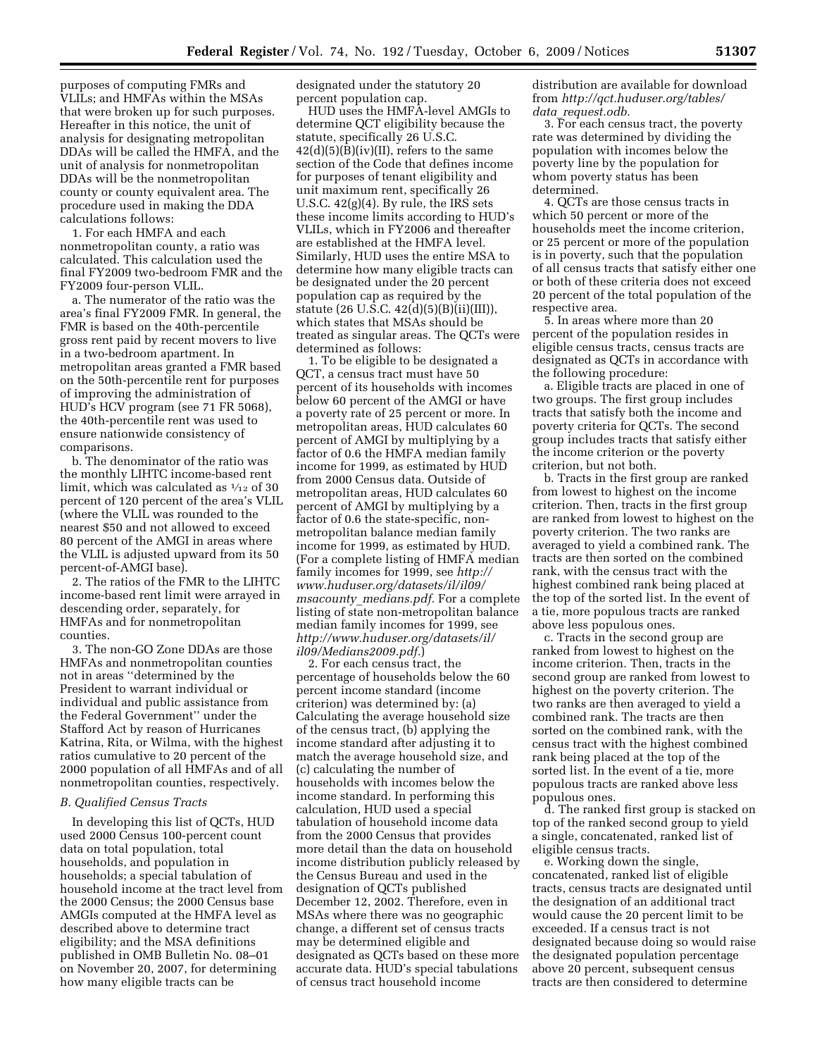purposes of computing FMRs and VLILs; and HMFAs within the MSAs that were broken up for such purposes. Hereafter in this notice, the unit of analysis for designating metropolitan DDAs will be called the HMFA, and the unit of analysis for nonmetropolitan DDAs will be the nonmetropolitan county or county equivalent area. The procedure used in making the DDA calculations follows:

1. For each HMFA and each nonmetropolitan county, a ratio was calculated. This calculation used the final FY2009 two-bedroom FMR and the FY2009 four-person VLIL.

a. The numerator of the ratio was the area's final FY2009 FMR. In general, the FMR is based on the 40th-percentile gross rent paid by recent movers to live in a two-bedroom apartment. In metropolitan areas granted a FMR based on the 50th-percentile rent for purposes of improving the administration of HUD's HCV program (see 71 FR 5068), the 40th-percentile rent was used to ensure nationwide consistency of comparisons.

b. The denominator of the ratio was the monthly LIHTC income-based rent limit, which was calculated as $1/12$ of 30 percent of 120 percent of the area's VLIL (where the VLIL was rounded to the nearest $50 and not allowed to exceed 80 percent of the AMGI in areas where the VLIL is adjusted upward from its 50 percent-of-AMGI base).

2. The ratios of the FMR to the LIHTC income-based rent limit were arrayed in descending order, separately, for HMFAs and for nonmetropolitan counties.

3. The non-GO Zone DDAs are those HMFAs and nonmetropolitan counties not in areas "determined by the President to warrant individual or individual and public assistance from the Federal Government" under the Stafford Act by reason of Hurricanes Katrina, Rita, or Wilma, with the highest ratios cumulative to 20 percent of the 2000 population of all HMFAs and of all nonmetropolitan counties, respectively.

### *B. Qualified Census Tracts*

In developing this list of QCTs, HUD used 2000 Census 100-percent count data on total population, total households, and population in households; a special tabulation of household income at the tract level from the 2000 Census; the 2000 Census base AMGIs computed at the HMFA level as described above to determine tract eligibility; and the MSA definitions published in OMB Bulletin No. 08–01 on November 20, 2007, for determining how many eligible tracts can be designated under the statutory 20 percent population cap.

HUD uses the HMFA-level AMGIs to determine QCT eligibility because the statute, specifically 26 U.S.C. 42(d)(5)(B)(iv)(II), refers to the same section of the Code that defines income for purposes of tenant eligibility and unit maximum rent, specifically 26 U.S.C. 42(g)(4). By rule, the IRS sets these income limits according to HUD's VLILs, which in FY2006 and thereafter are established at the HMFA level. Similarly, HUD uses the entire MSA to determine how many eligible tracts can be designated under the 20 percent population cap as required by the statute (26 U.S.C. 42(d)(5)(B)(ii)(III)), which states that MSAs should be treated as singular areas. The QCTs were determined as follows:

1. To be eligible to be designated a QCT, a census tract must have 50 percent of its households with incomes below 60 percent of the AMGI or have a poverty rate of 25 percent or more. In metropolitan areas, HUD calculates 60 percent of AMGI by multiplying by a factor of 0.6 the HMFA median family income for 1999, as estimated by HUD from 2000 Census data. Outside of metropolitan areas, HUD calculates 60 percent of AMGI by multiplying by a factor of 0.6 the state-specific, non-metropolitan balance median family income for 1999, as estimated by HUD. (For a complete listing of HMFA median family incomes for 1999, see *http://www.huduser.org/datasets/il/il09/msacounty_medians.pdf*. For a complete listing of state non-metropolitan balance median family incomes for 1999, see *http://www.huduser.org/datasets/il/il09/Medians2009.pdf*.)

2. For each census tract, the percentage of households below the 60 percent income standard (income criterion) was determined by: (a) Calculating the average household size of the census tract, (b) applying the income standard after adjusting it to match the average household size, and (c) calculating the number of households with incomes below the income standard. In performing this calculation, HUD used a special tabulation of household income data from the 2000 Census that provides more detail than the data on household income distribution publicly released by the Census Bureau and used in the designation of QCTs published December 12, 2002. Therefore, even in MSAs where there was no geographic change, a different set of census tracts may be determined eligible and designated as QCTs based on these more accurate data. HUD's special tabulations of census tract household income distribution are available for download from *http://qct.huduser.org/tables/data_request.odb*.

3. For each census tract, the poverty rate was determined by dividing the population with incomes below the poverty line by the population for whom poverty status has been determined.

4. QCTs are those census tracts in which 50 percent or more of the households meet the income criterion, or 25 percent or more of the population is in poverty, such that the population of all census tracts that satisfy either one or both of these criteria does not exceed 20 percent of the total population of the respective area.

5. In areas where more than 20 percent of the population resides in eligible census tracts, census tracts are designated as QCTs in accordance with the following procedure:

a. Eligible tracts are placed in one of two groups. The first group includes tracts that satisfy both the income and poverty criteria for QCTs. The second group includes tracts that satisfy either the income criterion or the poverty criterion, but not both.

b. Tracts in the first group are ranked from lowest to highest on the income criterion. Then, tracts in the first group are ranked from lowest to highest on the poverty criterion. The two ranks are averaged to yield a combined rank. The tracts are then sorted on the combined rank, with the census tract with the highest combined rank being placed at the top of the sorted list. In the event of a tie, more populous tracts are ranked above less populous ones.

c. Tracts in the second group are ranked from lowest to highest on the income criterion. Then, tracts in the second group are ranked from lowest to highest on the poverty criterion. The two ranks are then averaged to yield a combined rank. The tracts are then sorted on the combined rank, with the census tract with the highest combined rank being placed at the top of the sorted list. In the event of a tie, more populous tracts are ranked above less populous ones.

d. The ranked first group is stacked on top of the ranked second group to yield a single, concatenated, ranked list of eligible census tracts.

e. Working down the single, concatenated, ranked list of eligible tracts, census tracts are designated until the designation of an additional tract would cause the 20 percent limit to be exceeded. If a census tract is not designated because doing so would raise the designated population percentage above 20 percent, subsequent census tracts are then considered to determine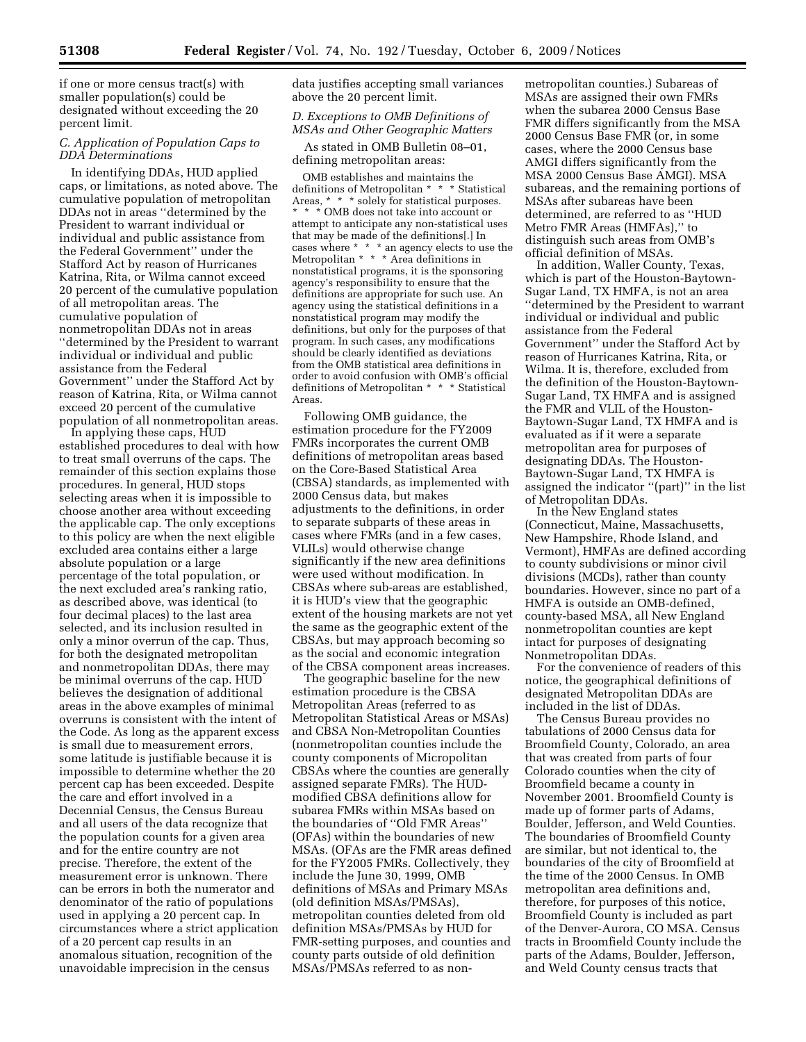if one or more census tract(s) with smaller population(s) could be designated without exceeding the 20 percent limit.

### *C. Application of Population Caps to DDA Determinations*

In identifying DDAs, HUD applied caps, or limitations, as noted above. The cumulative population of metropolitan DDAs not in areas ''determined by the President to warrant individual or individual and public assistance from the Federal Government'' under the Stafford Act by reason of Hurricanes Katrina, Rita, or Wilma cannot exceed 20 percent of the cumulative population of all metropolitan areas. The cumulative population of nonmetropolitan DDAs not in areas ''determined by the President to warrant individual or individual and public assistance from the Federal Government'' under the Stafford Act by reason of Katrina, Rita, or Wilma cannot exceed 20 percent of the cumulative population of all nonmetropolitan areas.

In applying these caps, HUD established procedures to deal with how to treat small overruns of the caps. The remainder of this section explains those procedures. In general, HUD stops selecting areas when it is impossible to choose another area without exceeding the applicable cap. The only exceptions to this policy are when the next eligible excluded area contains either a large absolute population or a large percentage of the total population, or the next excluded area's ranking ratio, as described above, was identical (to four decimal places) to the last area selected, and its inclusion resulted in only a minor overrun of the cap. Thus, for both the designated metropolitan and nonmetropolitan DDAs, there may be minimal overruns of the cap. HUD believes the designation of additional areas in the above examples of minimal overruns is consistent with the intent of the Code. As long as the apparent excess is small due to measurement errors, some latitude is justifiable because it is impossible to determine whether the 20 percent cap has been exceeded. Despite the care and effort involved in a Decennial Census, the Census Bureau and all users of the data recognize that the population counts for a given area and for the entire country are not precise. Therefore, the extent of the measurement error is unknown. There can be errors in both the numerator and denominator of the ratio of populations used in applying a 20 percent cap. In circumstances where a strict application of a 20 percent cap results in an anomalous situation, recognition of the unavoidable imprecision in the census data justifies accepting small variances above the 20 percent limit.

### *D. Exceptions to OMB Definitions of MSAs and Other Geographic Matters*

As stated in OMB Bulletin 08–01, defining metropolitan areas:

> OMB establishes and maintains the definitions of Metropolitan * * * Statistical Areas, * * * solely for statistical purposes. * * * OMB does not take into account or attempt to anticipate any non-statistical uses that may be made of the definitions[.] In cases where * * * an agency elects to use the Metropolitan * * * Area definitions in nonstatistical programs, it is the sponsoring agency's responsibility to ensure that the definitions are appropriate for such use. An agency using the statistical definitions in a nonstatistical program may modify the definitions, but only for the purposes of that program. In such cases, any modifications should be clearly identified as deviations from the OMB statistical area definitions in order to avoid confusion with OMB's official definitions of Metropolitan * * * Statistical Areas.

Following OMB guidance, the estimation procedure for the FY2009 FMRs incorporates the current OMB definitions of metropolitan areas based on the Core-Based Statistical Area (CBSA) standards, as implemented with 2000 Census data, but makes adjustments to the definitions, in order to separate subparts of these areas in cases where FMRs (and in a few cases, VLILs) would otherwise change significantly if the new area definitions were used without modification. In CBSAs where sub-areas are established, it is HUD's view that the geographic extent of the housing markets are not yet the same as the geographic extent of the CBSAs, but may approach becoming so as the social and economic integration of the CBSA component areas increases.

The geographic baseline for the new estimation procedure is the CBSA Metropolitan Areas (referred to as Metropolitan Statistical Areas or MSAs) and CBSA Non-Metropolitan Counties (nonmetropolitan counties include the county components of Micropolitan CBSAs where the counties are generally assigned separate FMRs). The HUD-modified CBSA definitions allow for subarea FMRs within MSAs based on the boundaries of ''Old FMR Areas'' (OFAs) within the boundaries of new MSAs. (OFAs are the FMR areas defined for the FY2005 FMRs. Collectively, they include the June 30, 1999, OMB definitions of MSAs and Primary MSAs (old definition MSAs/PMSAs), metropolitan counties deleted from old definition MSAs/PMSAs by HUD for FMR-setting purposes, and counties and county parts outside of old definition MSAs/PMSAs referred to as non-metropolitan counties.) Subareas of MSAs are assigned their own FMRs when the subarea 2000 Census Base FMR differs significantly from the MSA 2000 Census Base FMR (or, in some cases, where the 2000 Census base AMGI differs significantly from the MSA 2000 Census Base AMGI). MSA subareas, and the remaining portions of MSAs after subareas have been determined, are referred to as ''HUD Metro FMR Areas (HMFAs),'' to distinguish such areas from OMB's official definition of MSAs.

In addition, Waller County, Texas, which is part of the Houston-Baytown-Sugar Land, TX HMFA, is not an area ''determined by the President to warrant individual or individual and public assistance from the Federal Government'' under the Stafford Act by reason of Hurricanes Katrina, Rita, or Wilma. It is, therefore, excluded from the definition of the Houston-Baytown-Sugar Land, TX HMFA and is assigned the FMR and VLIL of the Houston-Baytown-Sugar Land, TX HMFA and is evaluated as if it were a separate metropolitan area for purposes of designating DDAs. The Houston-Baytown-Sugar Land, TX HMFA is assigned the indicator ''(part)'' in the list of Metropolitan DDAs.

In the New England states (Connecticut, Maine, Massachusetts, New Hampshire, Rhode Island, and Vermont), HMFAs are defined according to county subdivisions or minor civil divisions (MCDs), rather than county boundaries. However, since no part of a HMFA is outside an OMB-defined, county-based MSA, all New England nonmetropolitan counties are kept intact for purposes of designating Nonmetropolitan DDAs.

For the convenience of readers of this notice, the geographical definitions of designated Metropolitan DDAs are included in the list of DDAs.

The Census Bureau provides no tabulations of 2000 Census data for Broomfield County, Colorado, an area that was created from parts of four Colorado counties when the city of Broomfield became a county in November 2001. Broomfield County is made up of former parts of Adams, Boulder, Jefferson, and Weld Counties. The boundaries of Broomfield County are similar, but not identical to, the boundaries of the city of Broomfield at the time of the 2000 Census. In OMB metropolitan area definitions and, therefore, for purposes of this notice, Broomfield County is included as part of the Denver-Aurora, CO MSA. Census tracts in Broomfield County include the parts of the Adams, Boulder, Jefferson, and Weld County census tracts that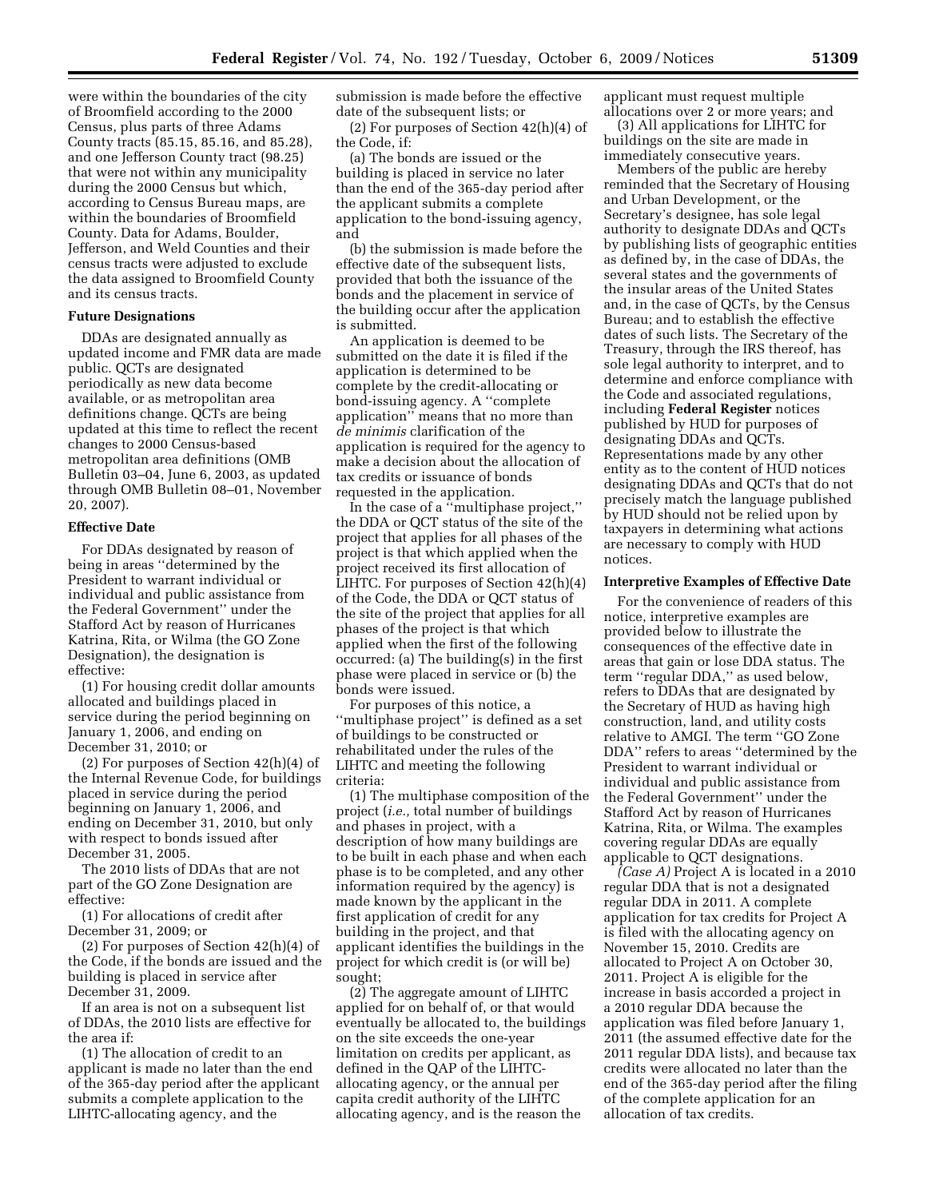were within the boundaries of the city of Broomfield according to the 2000 Census, plus parts of three Adams County tracts (85.15, 85.16, and 85.28), and one Jefferson County tract (98.25) that were not within any municipality during the 2000 Census but which, according to Census Bureau maps, are within the boundaries of Broomfield County. Data for Adams, Boulder, Jefferson, and Weld Counties and their census tracts were adjusted to exclude the data assigned to Broomfield County and its census tracts.

**Future Designations**

DDAs are designated annually as updated income and FMR data are made public. QCTs are designated periodically as new data become available, or as metropolitan area definitions change. QCTs are being updated at this time to reflect the recent changes to 2000 Census-based metropolitan area definitions (OMB Bulletin 03–04, June 6, 2003, as updated through OMB Bulletin 08–01, November 20, 2007).

**Effective Date**

For DDAs designated by reason of being in areas ''determined by the President to warrant individual or individual and public assistance from the Federal Government'' under the Stafford Act by reason of Hurricanes Katrina, Rita, or Wilma (the GO Zone Designation), the designation is effective:

(1) For housing credit dollar amounts allocated and buildings placed in service during the period beginning on January 1, 2006, and ending on December 31, 2010; or

(2) For purposes of Section 42(h)(4) of the Internal Revenue Code, for buildings placed in service during the period beginning on January 1, 2006, and ending on December 31, 2010, but only with respect to bonds issued after December 31, 2005.

The 2010 lists of DDAs that are not part of the GO Zone Designation are effective:

(1) For allocations of credit after December 31, 2009; or

(2) For purposes of Section 42(h)(4) of the Code, if the bonds are issued and the building is placed in service after December 31, 2009.

If an area is not on a subsequent list of DDAs, the 2010 lists are effective for the area if:

(1) The allocation of credit to an applicant is made no later than the end of the 365-day period after the applicant submits a complete application to the LIHTC-allocating agency, and the submission is made before the effective date of the subsequent lists; or

(2) For purposes of Section 42(h)(4) of the Code, if:

(a) The bonds are issued or the building is placed in service no later than the end of the 365-day period after the applicant submits a complete application to the bond-issuing agency, and

(b) the submission is made before the effective date of the subsequent lists, provided that both the issuance of the bonds and the placement in service of the building occur after the application is submitted.

An application is deemed to be submitted on the date it is filed if the application is determined to be complete by the credit-allocating or bond-issuing agency. A ''complete application'' means that no more than *de minimis* clarification of the application is required for the agency to make a decision about the allocation of tax credits or issuance of bonds requested in the application.

In the case of a ''multiphase project,'' the DDA or QCT status of the site of the project that applies for all phases of the project is that which applied when the project received its first allocation of LIHTC. For purposes of Section 42(h)(4) of the Code, the DDA or QCT status of the site of the project that applies for all phases of the project is that which applied when the first of the following occurred: (a) The building(s) in the first phase were placed in service or (b) the bonds were issued.

For purposes of this notice, a ''multiphase project'' is defined as a set of buildings to be constructed or rehabilitated under the rules of the LIHTC and meeting the following criteria:

(1) The multiphase composition of the project (*i.e.,* total number of buildings and phases in project, with a description of how many buildings are to be built in each phase and when each phase is to be completed, and any other information required by the agency) is made known by the applicant in the first application of credit for any building in the project, and that applicant identifies the buildings in the project for which credit is (or will be) sought;

(2) The aggregate amount of LIHTC applied for on behalf of, or that would eventually be allocated to, the buildings on the site exceeds the one-year limitation on credits per applicant, as defined in the QAP of the LIHTC-allocating agency, or the annual per capita credit authority of the LIHTC allocating agency, and is the reason the applicant must request multiple allocations over 2 or more years; and

(3) All applications for LIHTC for buildings on the site are made in immediately consecutive years.

Members of the public are hereby reminded that the Secretary of Housing and Urban Development, or the Secretary's designee, has sole legal authority to designate DDAs and QCTs by publishing lists of geographic entities as defined by, in the case of DDAs, the several states and the governments of the insular areas of the United States and, in the case of QCTs, by the Census Bureau; and to establish the effective dates of such lists. The Secretary of the Treasury, through the IRS thereof, has sole legal authority to interpret, and to determine and enforce compliance with the Code and associated regulations, including **Federal Register** notices published by HUD for purposes of designating DDAs and QCTs. Representations made by any other entity as to the content of HUD notices designating DDAs and QCTs that do not precisely match the language published by HUD should not be relied upon by taxpayers in determining what actions are necessary to comply with HUD notices.

**Interpretive Examples of Effective Date**

For the convenience of readers of this notice, interpretive examples are provided below to illustrate the consequences of the effective date in areas that gain or lose DDA status. The term ''regular DDA,'' as used below, refers to DDAs that are designated by the Secretary of HUD as having high construction, land, and utility costs relative to AMGI. The term ''GO Zone DDA'' refers to areas ''determined by the President to warrant individual or individual and public assistance from the Federal Government'' under the Stafford Act by reason of Hurricanes Katrina, Rita, or Wilma. The examples covering regular DDAs are equally applicable to QCT designations.

*(Case A)* Project A is located in a 2010 regular DDA that is not a designated regular DDA in 2011. A complete application for tax credits for Project A is filed with the allocating agency on November 15, 2010. Credits are allocated to Project A on October 30, 2011. Project A is eligible for the increase in basis accorded a project in a 2010 regular DDA because the application was filed before January 1, 2011 (the assumed effective date for the 2011 regular DDA lists), and because tax credits were allocated no later than the end of the 365-day period after the filing of the complete application for an allocation of tax credits.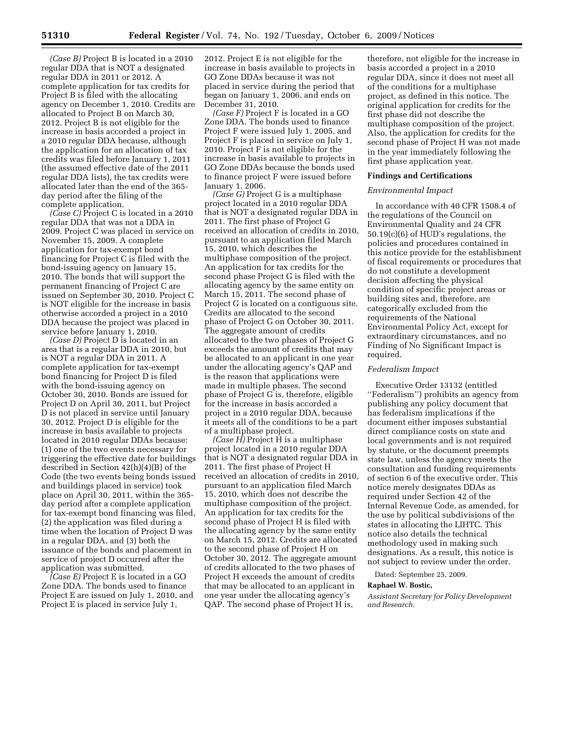*(Case B)* Project B is located in a 2010 regular DDA that is NOT a designated regular DDA in 2011 or 2012. A complete application for tax credits for Project B is filed with the allocating agency on December 1, 2010. Credits are allocated to Project B on March 30, 2012. Project B is not eligible for the increase in basis accorded a project in a 2010 regular DDA because, although the application for an allocation of tax credits was filed before January 1, 2011 (the assumed effective date of the 2011 regular DDA lists), the tax credits were allocated later than the end of the 365-day period after the filing of the complete application.

*(Case C)* Project C is located in a 2010 regular DDA that was not a DDA in 2009. Project C was placed in service on November 15, 2009. A complete application for tax-exempt bond financing for Project C is filed with the bond-issuing agency on January 15, 2010. The bonds that will support the permanent financing of Project C are issued on September 30, 2010. Project C is NOT eligible for the increase in basis otherwise accorded a project in a 2010 DDA because the project was placed in service before January 1, 2010.

*(Case D)* Project D is located in an area that is a regular DDA in 2010, but is NOT a regular DDA in 2011. A complete application for tax-exempt bond financing for Project D is filed with the bond-issuing agency on October 30, 2010. Bonds are issued for Project D on April 30, 2011, but Project D is not placed in service until January 30, 2012. Project D is eligible for the increase in basis available to projects located in 2010 regular DDAs because: (1) one of the two events necessary for triggering the effective date for buildings described in Section 42(h)(4)(B) of the Code (the two events being bonds issued and buildings placed in service) took place on April 30, 2011, within the 365-day period after a complete application for tax-exempt bond financing was filed, (2) the application was filed during a time when the location of Project D was in a regular DDA, and (3) both the issuance of the bonds and placement in service of project D occurred after the application was submitted.

*(Case E)* Project E is located in a GO Zone DDA. The bonds used to finance Project E are issued on July 1, 2010, and Project E is placed in service July 1, 2012. Project E is not eligible for the increase in basis available to projects in GO Zone DDAs because it was not placed in service during the period that began on January 1, 2006, and ends on December 31, 2010.

*(Case F)* Project F is located in a GO Zone DDA. The bonds used to finance Project F were issued July 1, 2005, and Project F is placed in service on July 1, 2010. Project F is not eligible for the increase in basis available to projects in GO Zone DDAs because the bonds used to finance project F were issued before January 1, 2006.

*(Case G)* Project G is a multiphase project located in a 2010 regular DDA that is NOT a designated regular DDA in 2011. The first phase of Project G received an allocation of credits in 2010, pursuant to an application filed March 15, 2010, which describes the multiphase composition of the project. An application for tax credits for the second phase Project G is filed with the allocating agency by the same entity on March 15, 2011. The second phase of Project G is located on a contiguous site. Credits are allocated to the second phase of Project G on October 30, 2011. The aggregate amount of credits allocated to the two phases of Project G exceeds the amount of credits that may be allocated to an applicant in one year under the allocating agency's QAP and is the reason that applications were made in multiple phases. The second phase of Project G is, therefore, eligible for the increase in basis accorded a project in a 2010 regular DDA, because it meets all of the conditions to be a part of a multiphase project.

*(Case H)* Project H is a multiphase project located in a 2010 regular DDA that is NOT a designated regular DDA in 2011. The first phase of Project H received an allocation of credits in 2010, pursuant to an application filed March 15, 2010, which does not describe the multiphase composition of the project. An application for tax credits for the second phase of Project H is filed with the allocating agency by the same entity on March 15, 2012. Credits are allocated to the second phase of Project H on October 30, 2012. The aggregate amount of credits allocated to the two phases of Project H exceeds the amount of credits that may be allocated to an applicant in one year under the allocating agency's QAP. The second phase of Project H is, therefore, not eligible for the increase in basis accorded a project in a 2010 regular DDA, since it does not meet all of the conditions for a multiphase project, as defined in this notice. The original application for credits for the first phase did not describe the multiphase composition of the project. Also, the application for credits for the second phase of Project H was not made in the year immediately following the first phase application year.

**Findings and Certifications**

*Environmental Impact*

In accordance with 40 CFR 1508.4 of the regulations of the Council on Environmental Quality and 24 CFR 50.19(c)(6) of HUD's regulations, the policies and procedures contained in this notice provide for the establishment of fiscal requirements or procedures that do not constitute a development decision affecting the physical condition of specific project areas or building sites and, therefore, are categorically excluded from the requirements of the National Environmental Policy Act, except for extraordinary circumstances, and no Finding of No Significant Impact is required.

*Federalism Impact*

Executive Order 13132 (entitled ''Federalism'') prohibits an agency from publishing any policy document that has federalism implications if the document either imposes substantial direct compliance costs on state and local governments and is not required by statute, or the document preempts state law, unless the agency meets the consultation and funding requirements of section 6 of the executive order. This notice merely designates DDAs as required under Section 42 of the Internal Revenue Code, as amended, for the use by political subdivisions of the states in allocating the LIHTC. This notice also details the technical methodology used in making such designations. As a result, this notice is not subject to review under the order.

Dated: September 25, 2009.

**Raphael W. Bostic,**

*Assistant Secretary for Policy Development and Research.*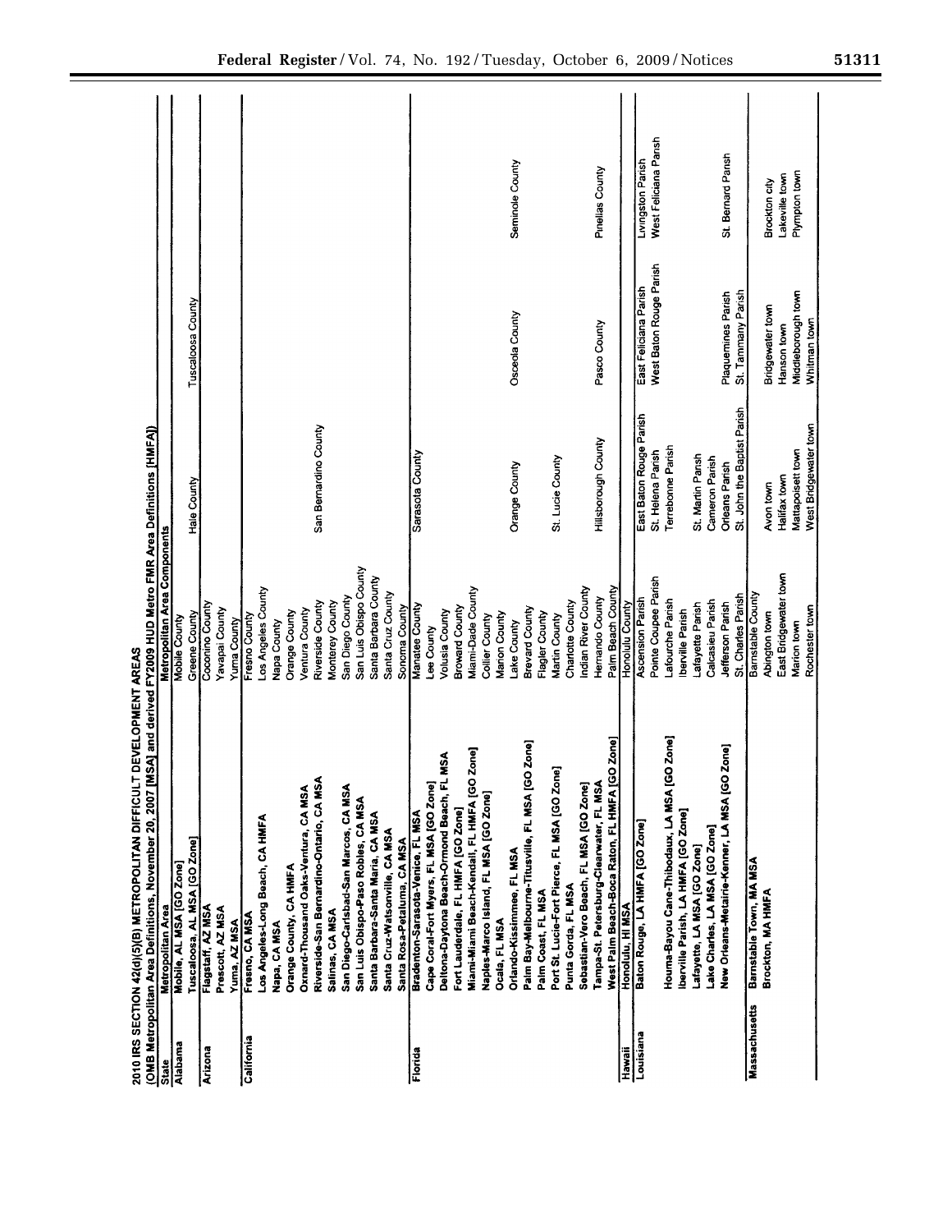2010 IRS SECTION 42(d)(5)(B) METROPOLITAN DIFFICULT DEVELOPMENT AREAS
(OMB Metropolitan Area Definitions, November 20, 2007 [MSA] and derived FY2009 HUD Metro FMR Area Definitions [HMFA])

| State | Metropolitan Area | Metropolitan Area Components | | | | |
|---|---|---|---|---|---|---|
| Alabama | Mobile, AL MSA [GO Zone] | Mobile County | | | | |
| | Tuscaloosa, AL MSA [GO Zone] | Greene County | Hale County | Tuscaloosa County | | |
| Arizona | Flagstaff, AZ MSA | Coconino County | | | | |
| | Prescott, AZ MSA | Yavapai County | | | | |
| | Yuma, AZ MSA | Yuma County | | | | |
| California | Fresno, CA MSA | Fresno County | | | | |
| | Los Angeles-Long Beach, CA HMFA | Los Angeles County | | | | |
| | Napa, CA MSA | Napa County | | | | |
| | Orange County, CA HMFA | Orange County | | | | |
| | Oxnard-Thousand Oaks-Ventura, CA MSA | Ventura County | | | | |
| | Riverside-San Bernardino-Ontario, CA MSA | Riverside County | San Bernardino County | | | |
| | Salinas, CA MSA | Monterey County | | | | |
| | San Diego-Carlsbad-San Marcos, CA MSA | San Diego County | | | | |
| | San Luis Obispo-Paso Robles, CA MSA | San Luis Obispo County | | | | |
| | Santa Barbara-Santa Maria, CA MSA | Santa Barbara County | | | | |
| | Santa Cruz-Watsonville, CA MSA | Santa Cruz County | | | | |
| | Santa Rosa-Petaluma, CA MSA | Sonoma County | | | | |
| Florida | Bradenton-Sarasota-Venice, FL MSA | Manatee County | Sarasota County | | | |
| | Cape Coral-Fort Myers, FL MSA [GO Zone] | Lee County | | | | |
| | Deltona-Daytona Beach-Ormond Beach, FL MSA | Volusia County | | | | |
| | Fort Lauderdale, FL HMFA [GO Zone] | Broward County | | | | |
| | Miami-Miami Beach-Kendall, FL HMFA [GO Zone] | Miami-Dade County | | | | |
| | Naples-Marco Island, FL MSA [GO Zone] | Collier County | | | | |
| | Ocala, FL MSA | Marion County | | | | |
| | Orlando-Kissimmee, FL MSA | Lake County | Orange County | Osceola County | Seminole County | |
| | Palm Bay-Melbourne-Titusville, FL MSA [GO Zone] | Brevard County | | | | |
| | Palm Coast, FL MSA | Flagler County | | | | |
| | Port St. Lucie-Fort Pierce, FL MSA [GO Zone] | Martin County | St. Lucie County | | | |
| | Punta Gorda, FL MSA | Charlotte County | | | | |
| | Sebastian-Vero Beach, FL MSA [GO Zone] | Indian River County | | | | |
| | Tampa-St. Petersburg-Clearwater, FL MSA | Hernando County | Hillsborough County | Pasco County | Pinellas County | |
| | West Palm Beach-Boca Raton, FL HMFA [GO Zone] | Palm Beach County | | | | |
| Hawaii | Honolulu, HI MSA | Honolulu County | | | | |
| Louisiana | Baton Rouge, LA HMFA [GO Zone] | Ascension Parish | East Baton Rouge Parish | East Feliciana Parish | Livingston Parish | |
| | | Pointe Coupee Parish | St. Helena Parish | West Baton Rouge Parish | West Feliciana Parish | |
| | Houma-Bayou Cane-Thibodaux, LA MSA [GO Zone] | Lafourche Parish | Terrebonne Parish | | | |
| | Iberville Parish, LA HMFA [GO Zone] | Iberville Parish | | | | |
| | Lafayette, LA MSA [GO Zone] | Lafayette Parish | St. Martin Parish | | | |
| | Lake Charles, LA MSA [GO Zone] | Calcasieu Parish | Cameron Parish | | | |
| | New Orleans-Metairie-Kenner, LA MSA [GO Zone] | Jefferson Parish | Orleans Parish | Plaquemines Parish | St. Bernard Parish | |
| | | St. Charles Parish | St. John the Baptist Parish | St. Tammany Parish | | |
| Massachusetts | Barnstable Town, MA MSA | Barnstable County | | | | |
| | Brockton, MA HMFA | Abington town | Avon town | Bridgewater town | Brockton city | |
| | | East Bridgewater town | Halifax town | Hanson town | Lakeville town | |
| | | Marion town | Mattapoisett town | Middleborough town | Plympton town | |
| | | Rochester town | West Bridgewater town | Whitman town | | |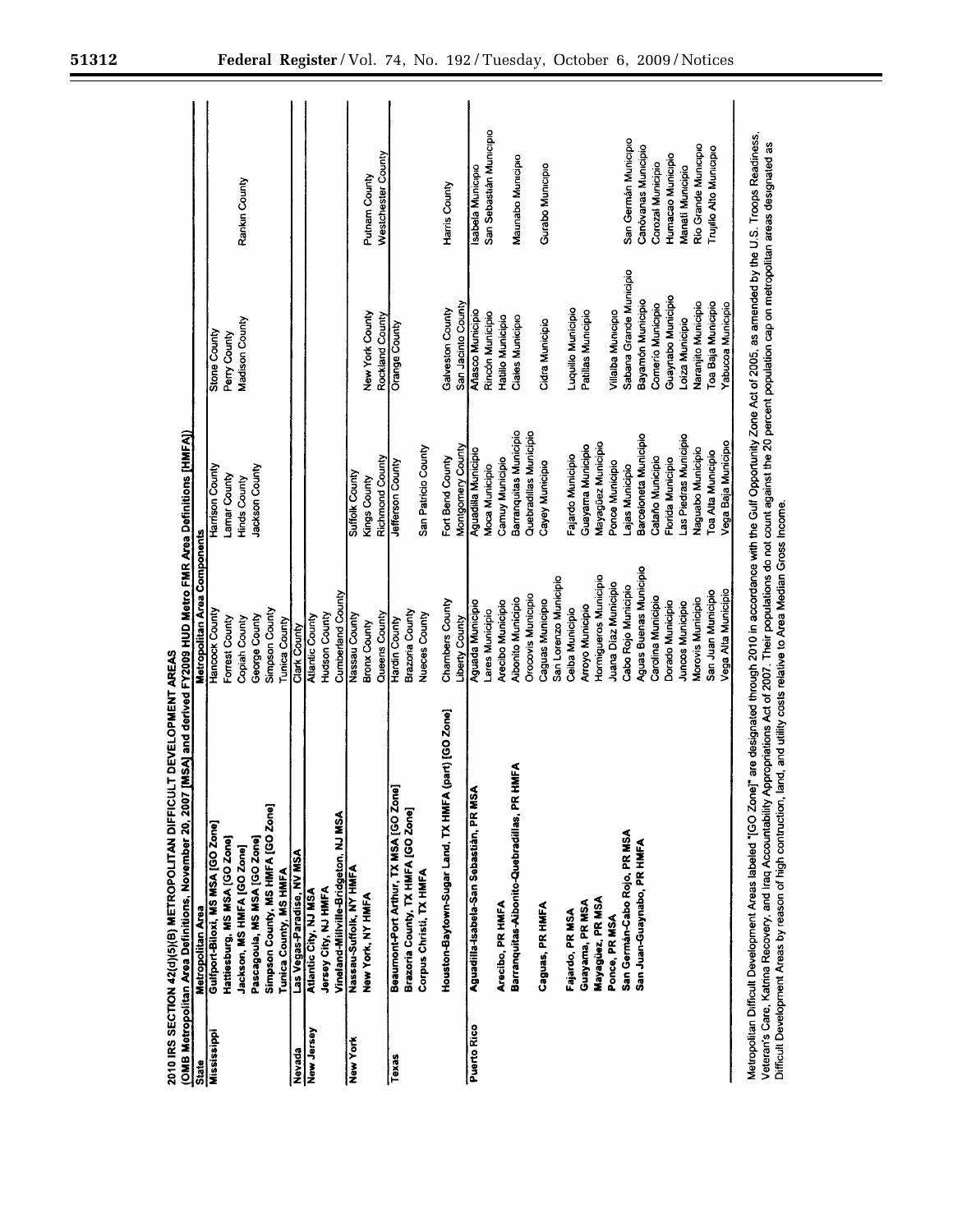2010 IRS SECTION 42(d)(5)(B) METROPOLITAN DIFFICULT DEVELOPMENT AREAS
(OMB Metropolitan Area Definitions, November 20, 2007 [MSA] and derived FY2009 HUD Metro FMR Area Definitions [HMFA])

| State | Metropolitan Area | Metropolitan Area Components | | | |
|---|---|---|---|---|---|
| Mississippi | Gulfport-Biloxi, MS MSA [GO Zone] | Hancock County | Harrison County | Stone County | |
| | Hattiesburg, MS MSA [GO Zone] | Forrest County | Lamar County | Perry County | |
| | Jackson, MS HMFA [GO Zone] | Copiah County | Hinds County | Madison County | Rankin County |
| | Pascagoula, MS MSA [GO Zone] | George County | Jackson County | | |
| | Simpson County, MS HMFA [GO Zone] | Simpson County | | | |
| | Tunica County, MS HMFA | Tunica County | | | |
| Nevada | Las Vegas-Paradise, NV MSA | Clark County | | | |
| New Jersey | Atlantic City, NJ MSA | Atlantic County | | | |
| | Jersey City, NJ HMFA | Hudson County | | | |
| | Vineland-Millville-Bridgeton, NJ MSA | Cumberland County | | | |
| New York | Nassau-Suffolk, NY HMFA | Nassau County | Suffolk County | | |
| | New York, NY HMFA | Bronx County | Kings County | New York County | Putnam County |
| | | Queens County | Richmond County | Rockland County | Westchester County |
| Texas | Beaumont-Port Arthur, TX MSA [GO Zone] | Hardin County | Jefferson County | Orange County | |
| | Brazoria County, TX HMFA [GO Zone] | Brazoria County | | | |
| | Corpus Christi, TX HMFA | Nueces County | San Patricio County | | |
| | Houston-Baytown-Sugar Land, TX HMFA (part) [GO Zone] | Chambers County | Fort Bend County | Galveston County | Harris County |
| | | Liberty County | Montgomery County | San Jacinto County | |
| Puerto Rico | Aguadilla-Isabela-San Sebastián, PR MSA | Aguada Municipio | Aguadilla Municipio | Añasco Municipio | Isabela Municipio |
| | | Lares Municipio | Moca Municipio | Rincón Municipio | San Sebastián Municipio |
| | Arecibo, PR HMFA | Arecibo Municipio | Camuy Municipio | Hatillo Municipio | |
| | Barranquitas-Aibonito-Quebradillas, PR HMFA | Aibonito Municipio | Barranquitas Municipio | Ciales Municipio | Maunabo Municipio |
| | | Orocovis Municipio | Quebradillas Municipio | | |
| | Caguas, PR HMFA | Caguas Municipio | Cayey Municipio | Cidra Municipio | Gurabo Municipio |
| | | San Lorenzo Municipio | | | |
| | Fajardo, PR MSA | Ceiba Municipio | Fajardo Municipio | Luquillo Municipio | |
| | Guayama, PR MSA | Arroyo Municipio | Guayama Municipio | Patillas Municipio | |
| | Mayagüez, PR MSA | Hormigueros Municipio | Mayagüez Municipio | | |
| | Ponce, PR MSA | Juana Díaz Municipio | Ponce Municipio | Villalba Municipio | |
| | San Germán-Cabo Rojo, PR MSA | Cabo Rojo Municipio | Lajas Municipio | Sabana Grande Municipio | San Germán Municipio |
| | San Juan-Guaynabo, PR HMFA | Aguas Buenas Municipio | Barceloneta Municipio | Bayamón Municipio | Canóvanas Municipio |
| | | Carolina Municipio | Cataño Municipio | Comerío Municipio | Corozal Municipio |
| | | Dorado Municipio | Florida Municipio | Guaynabo Municipio | Humacao Municipio |
| | | Juncos Municipio | Las Piedras Municipio | Loíza Municipio | Manatí Municipio |
| | | Morovis Municipio | Naguabo Municipio | Naranjito Municipio | Río Grande Municipio |
| | | San Juan Municipio | Toa Alta Municipio | Toa Baja Municipio | Trujillo Alto Municipio |
| | | Vega Alta Municipio | Vega Baja Municipio | Yabucoa Municipio | |

Metropolitan Difficult Development Areas labeled "[GO Zone]" are designated through 2010 in accordance with the Gulf Opportunity Zone Act of 2005, as amended by the U.S. Troops Readiness, Veteran's Care, Katrina Recovery, and Iraq Accountability Appropriations Act of 2007. Their populations do not count against the 20 percent population cap on metropolitan areas designated as Difficult Development Areas by reason of high contruction, land, and utility costs relative to Area Median Gross Income.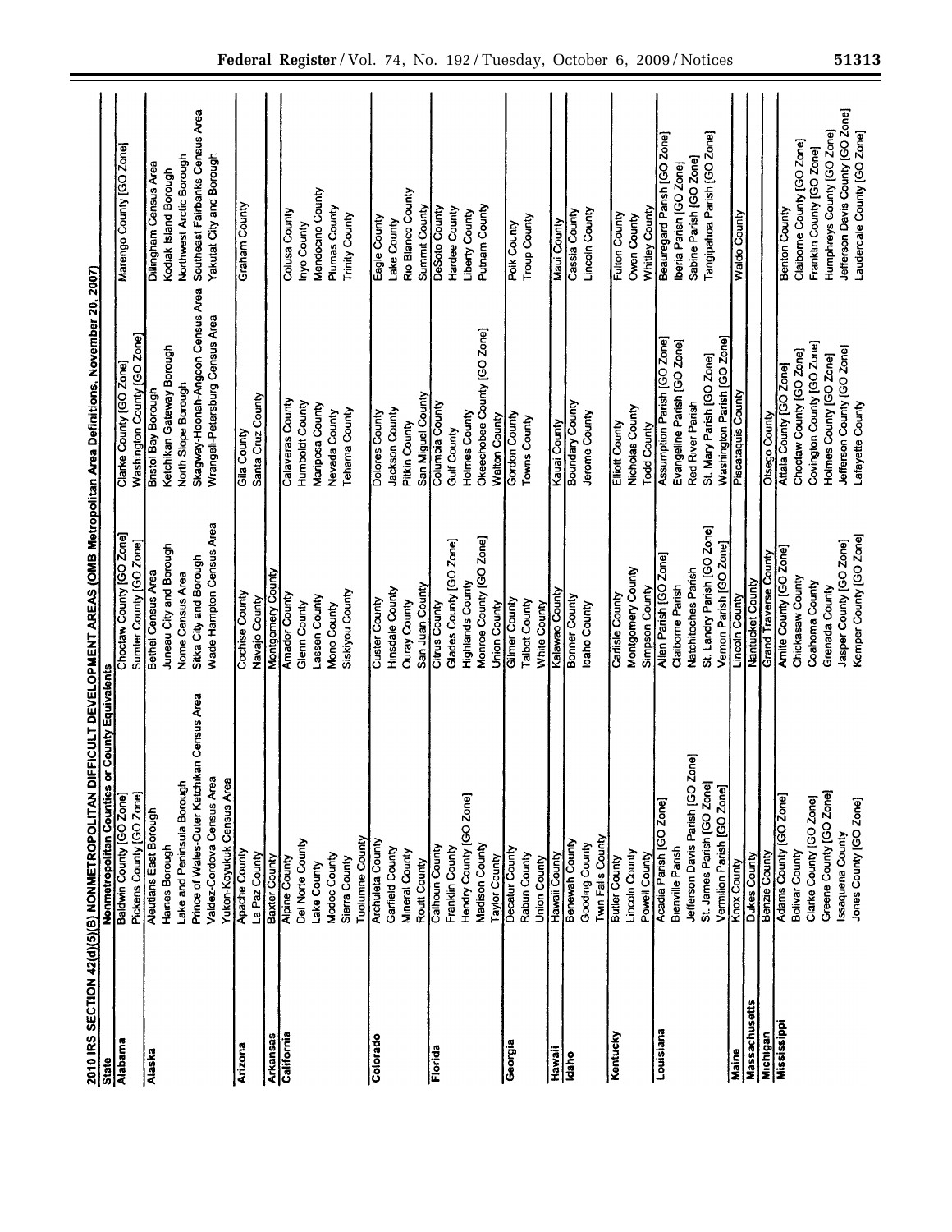**2010 IRS SECTION 42(d)(5)(B) NONMETROPOLITAN DIFFICULT DEVELOPMENT AREAS (OMB Metropolitan Area Definitions, November 20, 2007)**

| State | Nonmetropolitan Counties or County Equivalents | | | |
|---|---|---|---|---|
| Alabama | Baldwin County [GO Zone] | Choctaw County [GO Zone] | Clarke County [GO Zone] | Marengo County [GO Zone] |
| | Pickens County [GO Zone] | Sumter County [GO Zone] | Washington County [GO Zone] | |
| Alaska | Aleutians East Borough | Bethel Census Area | Bristol Bay Borough | Dillingham Census Area |
| | Haines Borough | Juneau City and Borough | Ketchikan Gateway Borough | Kodiak Island Borough |
| | Lake and Peninsula Borough | Nome Census Area | North Slope Borough | Northwest Arctic Borough |
| | Prince of Wales-Outer Ketchikan Census Area | Sitka City and Borough | Skagway-Hoonah-Angoon Census Area | Southeast Fairbanks Census Area |
| | Valdez-Cordova Census Area | Wade Hampton Census Area | Wrangell-Petersburg Census Area | Yakutat City and Borough |
| | Yukon-Koyukuk Census Area | | | |
| Arizona | Apache County | Cochise County | Gila County | Graham County |
| | La Paz County | Navajo County | Santa Cruz County | |
| Arkansas | Baxter County | Montgomery County | | |
| California | Alpine County | Amador County | Calaveras County | Colusa County |
| | Del Norte County | Glenn County | Humboldt County | Inyo County |
| | Lake County | Lassen County | Mariposa County | Mendocino County |
| | Modoc County | Mono County | Nevada County | Plumas County |
| | Sierra County | Siskiyou County | Tehama County | Trinity County |
| | Tuolumne County | | | |
| Colorado | Archuleta County | Custer County | Dolores County | Eagle County |
| | Garfield County | Hinsdale County | Jackson County | Lake County |
| | Mineral County | Ouray County | Pitkin County | Rio Blanco County |
| | Routt County | San Juan County | San Miguel County | Summit County |
| Florida | Calhoun County | Citrus County | Columbia County | DeSoto County |
| | Franklin County | Glades County [GO Zone] | Gulf County | Hardee County |
| | Hendry County [GO Zone] | Highlands County | Holmes County | Liberty County |
| | Madison County | Monroe County [GO Zone] | Okeechobee County [GO Zone] | Putnam County |
| | Taylor County | Union County | Walton County | |
| Georgia | Decatur County | Gilmer County | Gordon County | Polk County |
| | Rabun County | Talbot County | Towns County | Troup County |
| | Union County | White County | | |
| Hawaii | Hawaii County | Kalawao County | Kauai County | Maui County |
| Idaho | Benewah County | Bonner County | Boundary County | Cassia County |
| | Gooding County | Idaho County | Jerome County | Lincoln County |
| | Twin Falls County | | | |
| Kentucky | Butler County | Carlisle County | Elliott County | Fulton County |
| | Lincoln County | Montgomery County | Nicholas County | Owen County |
| | Powell County | Simpson County | Todd County | Whitley County |
| Louisiana | Acadia Parish [GO Zone] | Allen Parish [GO Zone] | Assumption Parish [GO Zone] | Beauregard Parish [GO Zone] |
| | Bienville Parish | Claiborne Parish | Evangeline Parish [GO Zone] | Iberia Parish [GO Zone] |
| | Jefferson Davis Parish [GO Zone] | Natchitoches Parish | Red River Parish | Sabine Parish [GO Zone] |
| | St. James Parish [GO Zone] | St. Landry Parish [GO Zone] | St. Mary Parish [GO Zone] | Tangipahoa Parish [GO Zone] |
| | Vermilion Parish [GO Zone] | Vernon Parish [GO Zone] | Washington Parish [GO Zone] | |
| Maine | Knox County | Lincoln County | Piscataquis County | Waldo County |
| Massachusetts | Dukes County | Nantucket County | | |
| Michigan | Benzie County | Grand Traverse County | Otsego County | |
| Mississippi | Adams County [GO Zone] | Amite County [GO Zone] | Attala County [GO Zone] | Benton County |
| | Bolivar County | Chickasaw County | Choctaw County [GO Zone] | Claiborne County [GO Zone] |
| | Clarke County [GO Zone] | Coahoma County | Covington County [GO Zone] | Franklin County [GO Zone] |
| | Greene County [GO Zone] | Grenada County | Holmes County [GO Zone] | Humphreys County [GO Zone] |
| | Issaquena County | Jasper County [GO Zone] | Jefferson County [GO Zone] | Jefferson Davis County [GO Zone] |
| | Jones County [GO Zone] | Kemper County [GO Zone] | Lafayette County | Lauderdale County [GO Zone] |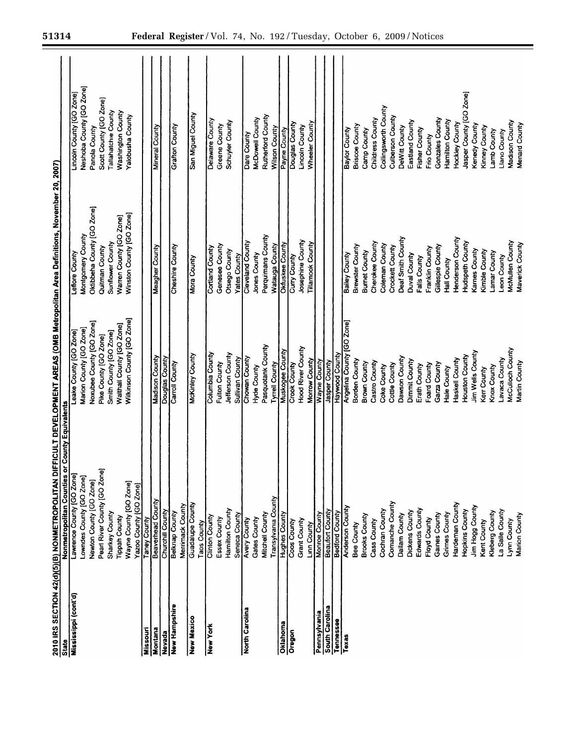**2010 IRS SECTION 42(d)(5)(B) NONMETROPOLITAN DIFFICULT DEVELOPMENT AREAS (OMB Metropolitan Area Definitions, November 20, 2007)**

| State | Nonmetropolitan Counties or County Equivalents | | | |
|---|---|---|---|---|
| Mississippi (cont'd) | Lawrence County [GO Zone] | Leake County [GO Zone] | Leflore County | Lincoln County [GO Zone] |
| | Lowndes County [GO Zone] | Marion County [GO Zone] | Montgomery County | Neshoba County [GO Zone] |
| | Newton County [GO Zone] | Noxubee County [GO Zone] | Oktibbeha County [GO Zone] | Panola County |
| | Pearl River County [GO Zone] | Pike County [GO Zone] | Quitman County | Scott County [GO Zone] |
| | Sharkey County | Smith County [GO Zone] | Sunflower County | Tallahatchie County |
| | Tippah County | Walthall County [GO Zone] | Warren County [GO Zone] | Washington County |
| | Wayne County [GO Zone] | Wilkinson County [GO Zone] | Winston County [GO Zone] | Yalobusha County |
| | Yazoo County [GO Zone] | | | |
| Missouri | Taney County | | | |
| Montana | Beaverhead County | Madison County | Meagher County | Mineral County |
| Nevada | Churchill County | Douglas County | | |
| New Hampshire | Belknap County | Carroll County | Cheshire County | Grafton County |
| | Merrimack County | | | |
| New Mexico | Guadalupe County | McKinley County | Mora County | San Miguel County |
| | Taos County | | | |
| New York | Clinton County | Columbia County | Cortland County | Delaware County |
| | Essex County | Fulton County | Genesee County | Greene County |
| | Hamilton County | Jefferson County | Otsego County | Schuyler County |
| | Seneca County | Sullivan County | Yates County | |
| North Carolina | Avery County | Chowan County | Cleveland County | Dare County |
| | Gates County | Hyde County | Jones County | McDowell County |
| | Mitchell County | Pasquotank County | Perquimans County | Rutherford County |
| | Transylvania County | Tyrrell County | Watauga County | Wilson County |
| Oklahoma | Hughes County | Muskogee County | Okfuskee County | Payne County |
| Oregon | Coos County | Crook County | Curry County | Douglas County |
| | Grant County | Hood River County | Josephine County | Lincoln County |
| | Linn County | Morrow County | Tillamook County | Wheeler County |
| Pennsylvania | Monroe County | Wayne County | | |
| South Carolina | Beaufort County | Jasper County | | |
| Tennessee | Bedford County | Haywood County | | |
| Texas | Anderson County | Angelina County [GO Zone] | Bailey County | Baylor County |
| | Bee County | Borden County | Brewster County | Briscoe County |
| | Brooks County | Brown County | Burnet County | Camp County |
| | Cass County | Castro County | Cherokee County | Childress County |
| | Cochran County | Coke County | Coleman County | Collingsworth County |
| | Comanche County | Cottle County | Crockett County | Culberson County |
| | Dallam County | Dawson County | Deaf Smith County | DeWitt County |
| | Dickens County | Dimmit County | Duval County | Eastland County |
| | Edwards County | Erath County | Falls County | Fisher County |
| | Floyd County | Foard County | Franklin County | Frio County |
| | Gaines County | Garza County | Gillespie County | Gonzales County |
| | Grimes County | Hale County | Hall County | Hamilton County |
| | Hardeman County | Haskell County | Henderson County | Hockley County |
| | Hopkins County | Houston County | Hudspeth County | Jasper County [GO Zone] |
| | Jim Hogg County | Jim Wells County | Karnes County | Kenedy County |
| | Kent County | Kerr County | Kimble County | Kinney County |
| | Kleberg County | Knox County | Lamar County | Lamb County |
| | La Salle County | Lavaca County | Leon County | Llano County |
| | Lynn County | McCulloch County | McMullen County | Madison County |
| | Marion County | Martin County | Maverick County | Menard County |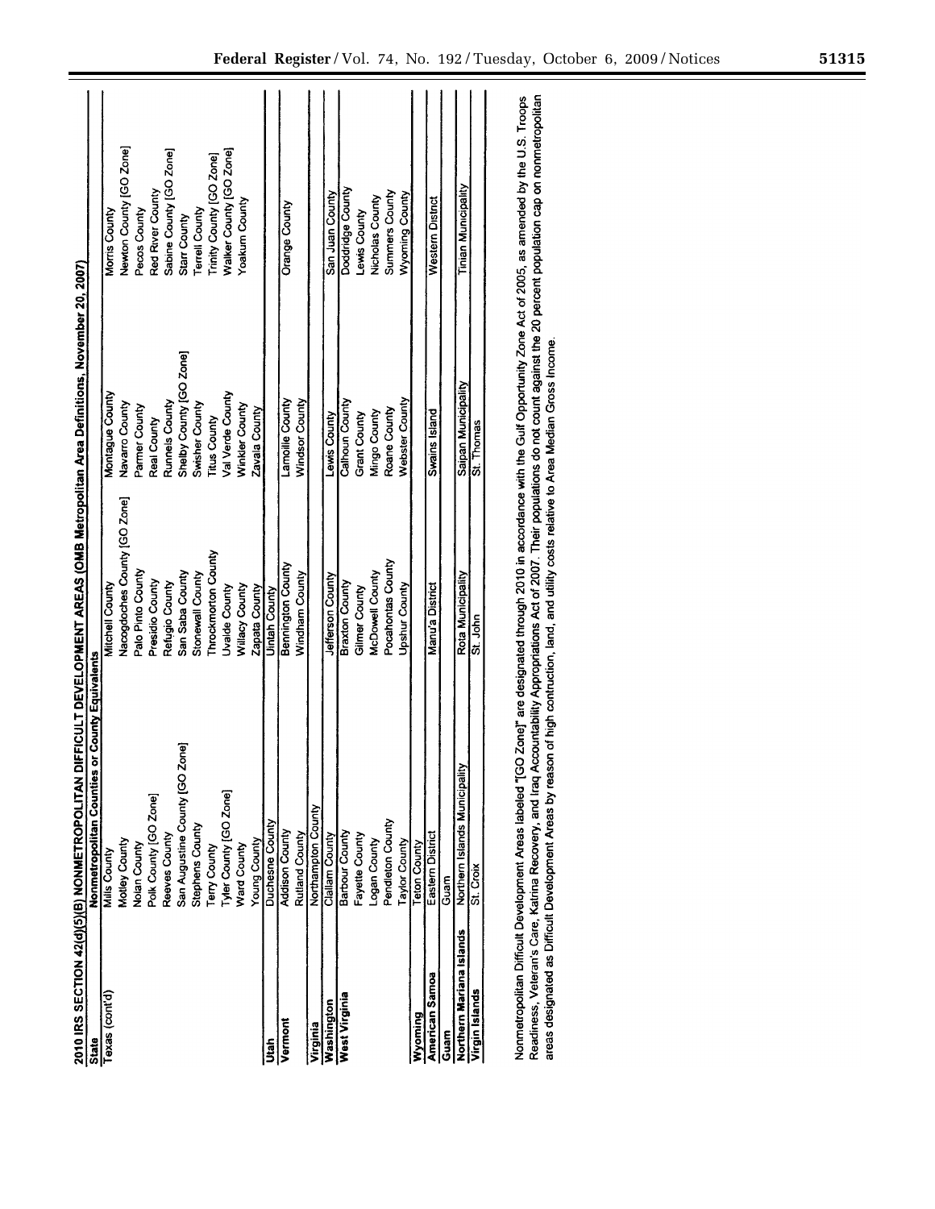2010 IRS SECTION 42(d)(5)(B) NONMETROPOLITAN DIFFICULT DEVELOPMENT AREAS (OMB Metropolitan Area Definitions, November 20, 2007)

| State | Nonmetropolitan Counties or County Equivalents | | | |
|---|---|---|---|---|
| Texas (cont'd) | Mills County | Mitchell County | Montague County | Morris County |
| | Motley County | Nacogdoches County [GO Zone] | Navarro County | Newton County [GO Zone] |
| | Nolan County | Palo Pinto County | Parmer County | Pecos County |
| | Polk County [GO Zone] | Presidio County | Real County | Red River County |
| | Reeves County | Refugio County | Runnels County | Sabine County [GO Zone] |
| | San Augustine County [GO Zone] | San Saba County | Shelby County [GO Zone] | Starr County |
| | Stephens County | Stonewall County | Swisher County | Terrell County |
| | Terry County | Throckmorton County | Titus County | Trinity County [GO Zone] |
| | Tyler County [GO Zone] | Uvalde County | Val Verde County | Walker County [GO Zone] |
| | Ward County | Willacy County | Winkler County | Yoakum County |
| | Young County | Zapata County | Zavala County | |
| Utah | Duchesne County | Uintah County | | |
| Vermont | Addison County | Bennington County | Lamoille County | Orange County |
| | Rutland County | Windham County | Windsor County | |
| Virginia | Northampton County | | | |
| Washington | Clallam County | Jefferson County | Lewis County | San Juan County |
| West Virginia | Barbour County | Braxton County | Calhoun County | Doddridge County |
| | Fayette County | Gilmer County | Grant County | Lewis County |
| | Logan County | McDowell County | Mingo County | Nicholas County |
| | Pendleton County | Pocahontas County | Roane County | Summers County |
| | Taylor County | Upshur County | Webster County | Wyoming County |
| Wyoming | Teton County | | | |
| American Samoa | Eastern District | Manu'a District | Swains Island | Western District |
| Guam | Guam | | | |
| Northern Mariana Islands | Northern Islands Municipality | Rota Municipality | Saipan Municipality | Tinian Municipality |
| Virgin Islands | St. Croix | St. John | St. Thomas | |

Nonmetropolitan Difficult Development Areas labeled "[GO Zone]" are designated through 2010 in accordance with the Gulf Opportunity Zone Act of 2005, as amended by the U.S. Troops Readiness, Veteran's Care, Katrina Recovery, and Iraq Accountability Appropriations Act of 2007. Their populations do not count against the 20 percent population cap on nonmetropolitan areas designated as Difficult Development Areas by reason of high contruction, land, and utility costs relative to Area Median Gross Income.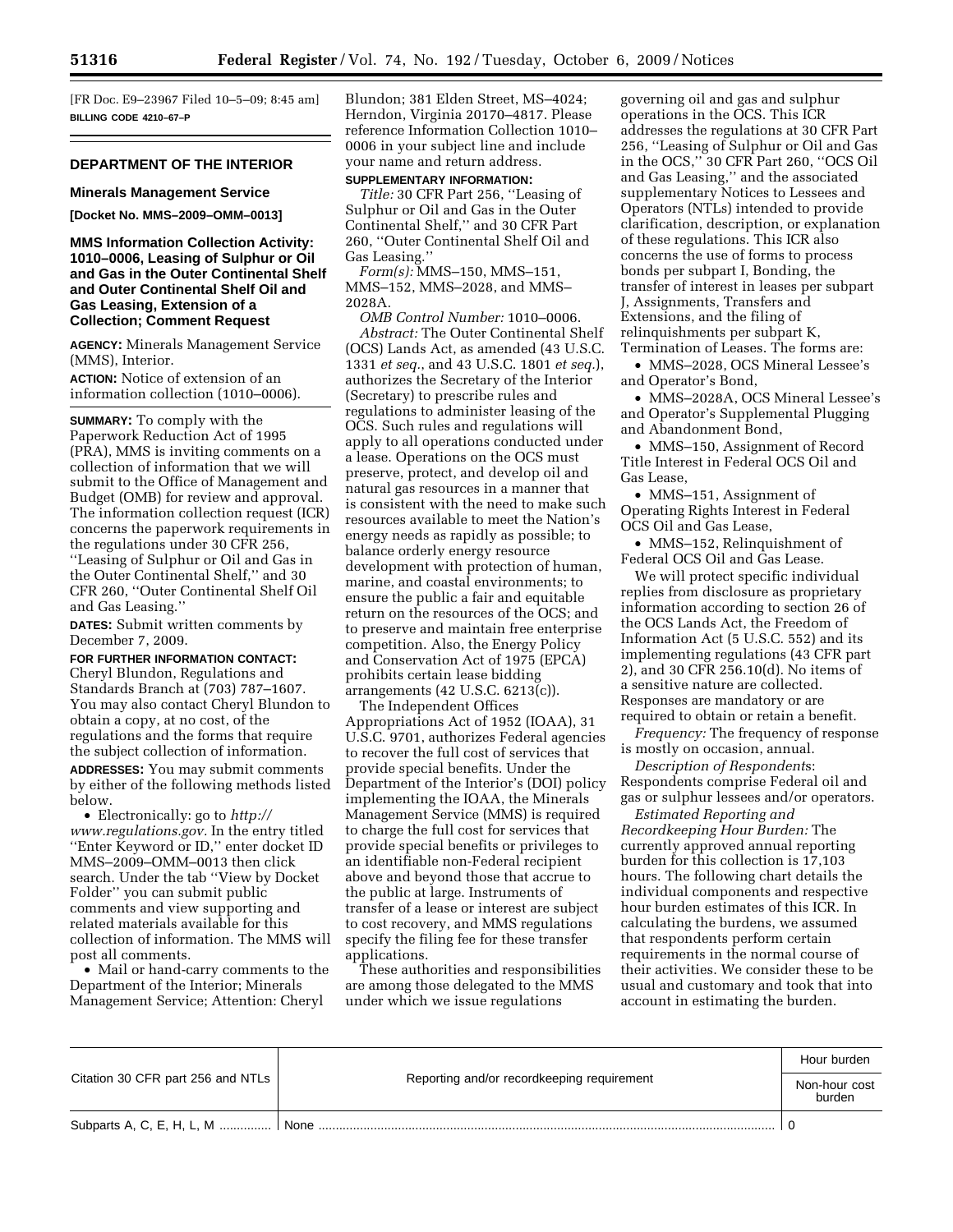[FR Doc. E9–23967 Filed 10–5–09; 8:45 am]

**BILLING CODE 4210–67–P**

## DEPARTMENT OF THE INTERIOR

### Minerals Management Service

**[Docket No. MMS–2009–OMM–0013]**

### MMS Information Collection Activity: 1010–0006, Leasing of Sulphur or Oil and Gas in the Outer Continental Shelf and Outer Continental Shelf Oil and Gas Leasing, Extension of a Collection; Comment Request

**AGENCY:** Minerals Management Service (MMS), Interior.

**ACTION:** Notice of extension of an information collection (1010–0006).

**SUMMARY:** To comply with the Paperwork Reduction Act of 1995 (PRA), MMS is inviting comments on a collection of information that we will submit to the Office of Management and Budget (OMB) for review and approval. The information collection request (ICR) concerns the paperwork requirements in the regulations under 30 CFR 256, ''Leasing of Sulphur or Oil and Gas in the Outer Continental Shelf,'' and 30 CFR 260, ''Outer Continental Shelf Oil and Gas Leasing.''

**DATES:** Submit written comments by December 7, 2009.

**FOR FURTHER INFORMATION CONTACT:** Cheryl Blundon, Regulations and Standards Branch at (703) 787–1607. You may also contact Cheryl Blundon to obtain a copy, at no cost, of the regulations and the forms that require the subject collection of information.

**ADDRESSES:** You may submit comments by either of the following methods listed below.

- Electronically: go to *http://www.regulations.gov.* In the entry titled ''Enter Keyword or ID,'' enter docket ID MMS–2009–OMM–0013 then click search. Under the tab ''View by Docket Folder'' you can submit public comments and view supporting and related materials available for this collection of information. The MMS will post all comments.
- Mail or hand-carry comments to the Department of the Interior; Minerals Management Service; Attention: Cheryl Blundon; 381 Elden Street, MS–4024; Herndon, Virginia 20170–4817. Please reference Information Collection 1010–0006 in your subject line and include your name and return address.

**SUPPLEMENTARY INFORMATION:**

*Title:* 30 CFR Part 256, ''Leasing of Sulphur or Oil and Gas in the Outer Continental Shelf,'' and 30 CFR Part 260, ''Outer Continental Shelf Oil and Gas Leasing.''

*Form(s):* MMS–150, MMS–151, MMS–152, MMS–2028, and MMS–2028A.

*OMB Control Number:* 1010–0006.

*Abstract:* The Outer Continental Shelf (OCS) Lands Act, as amended (43 U.S.C. 1331 *et seq.*, and 43 U.S.C. 1801 *et seq.*), authorizes the Secretary of the Interior (Secretary) to prescribe rules and regulations to administer leasing of the OCS. Such rules and regulations will apply to all operations conducted under a lease. Operations on the OCS must preserve, protect, and develop oil and natural gas resources in a manner that is consistent with the need to make such resources available to meet the Nation's energy needs as rapidly as possible; to balance orderly energy resource development with protection of human, marine, and coastal environments; to ensure the public a fair and equitable return on the resources of the OCS; and to preserve and maintain free enterprise competition. Also, the Energy Policy and Conservation Act of 1975 (EPCA) prohibits certain lease bidding arrangements (42 U.S.C. 6213(c)).

The Independent Offices Appropriations Act of 1952 (IOAA), 31 U.S.C. 9701, authorizes Federal agencies to recover the full cost of services that provide special benefits. Under the Department of the Interior's (DOI) policy implementing the IOAA, the Minerals Management Service (MMS) is required to charge the full cost for services that provide special benefits or privileges to an identifiable non-Federal recipient above and beyond those that accrue to the public at large. Instruments of transfer of a lease or interest are subject to cost recovery, and MMS regulations specify the filing fee for these transfer applications.

These authorities and responsibilities are among those delegated to the MMS under which we issue regulations governing oil and gas and sulphur operations in the OCS. This ICR addresses the regulations at 30 CFR Part 256, ''Leasing of Sulphur or Oil and Gas in the OCS,'' 30 CFR Part 260, ''OCS Oil and Gas Leasing,'' and the associated supplementary Notices to Lessees and Operators (NTLs) intended to provide clarification, description, or explanation of these regulations. This ICR also concerns the use of forms to process bonds per subpart I, Bonding, the transfer of interest in leases per subpart J, Assignments, Transfers and Extensions, and the filing of relinquishments per subpart K, Termination of Leases. The forms are:

- MMS–2028, OCS Mineral Lessee's and Operator's Bond,
- MMS–2028A, OCS Mineral Lessee's and Operator's Supplemental Plugging and Abandonment Bond,
- MMS–150, Assignment of Record Title Interest in Federal OCS Oil and Gas Lease,
- MMS–151, Assignment of Operating Rights Interest in Federal OCS Oil and Gas Lease,
- MMS–152, Relinquishment of Federal OCS Oil and Gas Lease.

We will protect specific individual replies from disclosure as proprietary information according to section 26 of the OCS Lands Act, the Freedom of Information Act (5 U.S.C. 552) and its implementing regulations (43 CFR part 2), and 30 CFR 256.10(d). No items of a sensitive nature are collected. Responses are mandatory or are required to obtain or retain a benefit.

*Frequency:* The frequency of response is mostly on occasion, annual.

*Description of Respondents*: Respondents comprise Federal oil and gas or sulphur lessees and/or operators.

*Estimated Reporting and Recordkeeping Hour Burden:* The currently approved annual reporting burden for this collection is 17,103 hours. The following chart details the individual components and respective hour burden estimates of this ICR. In calculating the burdens, we assumed that respondents perform certain requirements in the normal course of their activities. We consider these to be usual and customary and took that into account in estimating the burden.

| Citation 30 CFR part 256 and NTLs | Reporting and/or recordkeeping requirement | Hour burden<br>Non-hour cost burden |
|---|---|---|
| Subparts A, C, E, H, L, M | None | 0 |